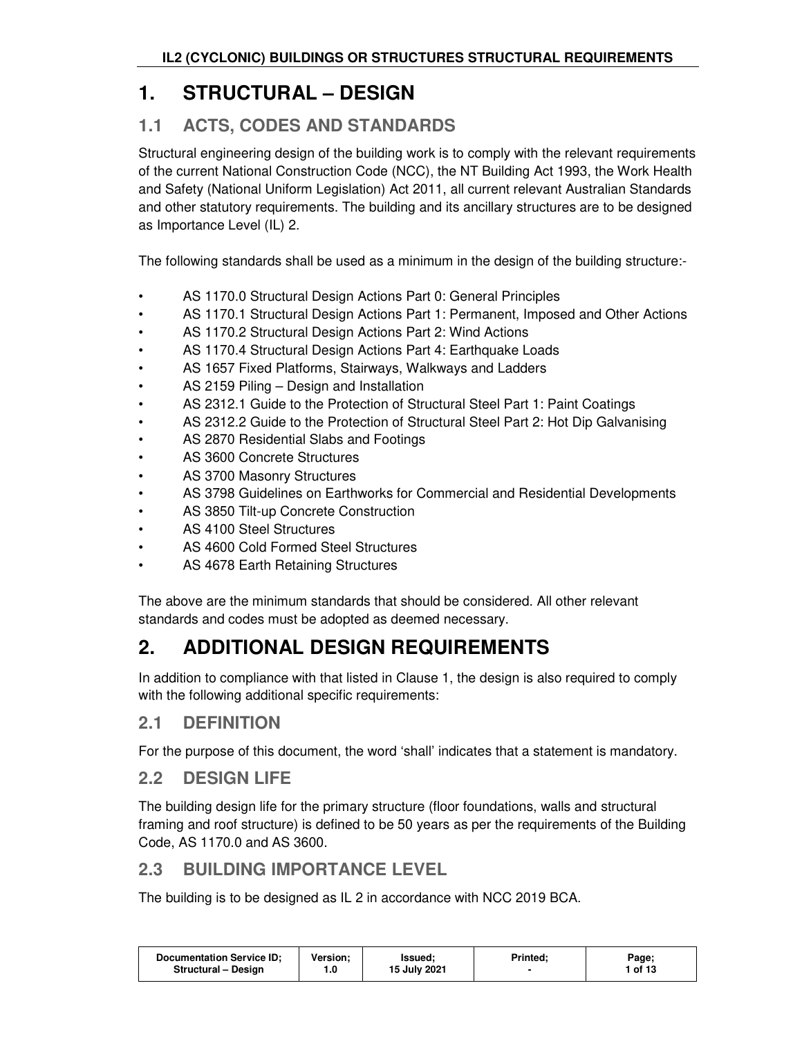# 1. STRUCTURAL – DESIGN

## 1.1 ACTS, CODES AND STANDARDS

Structural engineering design of the building work is to comply with the relevant requirements of the current National Construction Code (NCC), the NT Building Act 1993, the Work Health and Safety (National Uniform Legislation) Act 2011, all current relevant Australian Standards and other statutory requirements. The building and its ancillary structures are to be designed as Importance Level (IL) 2.

The following standards shall be used as a minimum in the design of the building structure:-

- AS 1170.0 Structural Design Actions Part 0: General Principles
- AS 1170.1 Structural Design Actions Part 1: Permanent, Imposed and Other Actions
- AS 1170.2 Structural Design Actions Part 2: Wind Actions
- AS 1170.4 Structural Design Actions Part 4: Earthquake Loads
- AS 1657 Fixed Platforms, Stairways, Walkways and Ladders
- AS 2159 Piling – Design and Installation
- AS 2312.1 Guide to the Protection of Structural Steel Part 1: Paint Coatings
- AS 2312.2 Guide to the Protection of Structural Steel Part 2: Hot Dip Galvanising
- AS 2870 Residential Slabs and Footings
- AS 3600 Concrete Structures
- AS 3700 Masonry Structures
- AS 3798 Guidelines on Earthworks for Commercial and Residential Developments
- AS 3850 Tilt-up Concrete Construction
- AS 4100 Steel Structures
- AS 4600 Cold Formed Steel Structures
- AS 4678 Earth Retaining Structures

The above are the minimum standards that should be considered. All other relevant standards and codes must be adopted as deemed necessary.

# 2. ADDITIONAL DESIGN REQUIREMENTS

In addition to compliance with that listed in Clause 1, the design is also required to comply with the following additional specific requirements:

## 2.1 DEFINITION

For the purpose of this document, the word 'shall' indicates that a statement is mandatory.

## 2.2 DESIGN LIFE

The building design life for the primary structure (floor foundations, walls and structural framing and roof structure) is defined to be 50 years as per the requirements of the Building Code, AS 1170.0 and AS 3600.

## 2.3 BUILDING IMPORTANCE LEVEL

The building is to be designed as IL 2 in accordance with NCC 2019 BCA.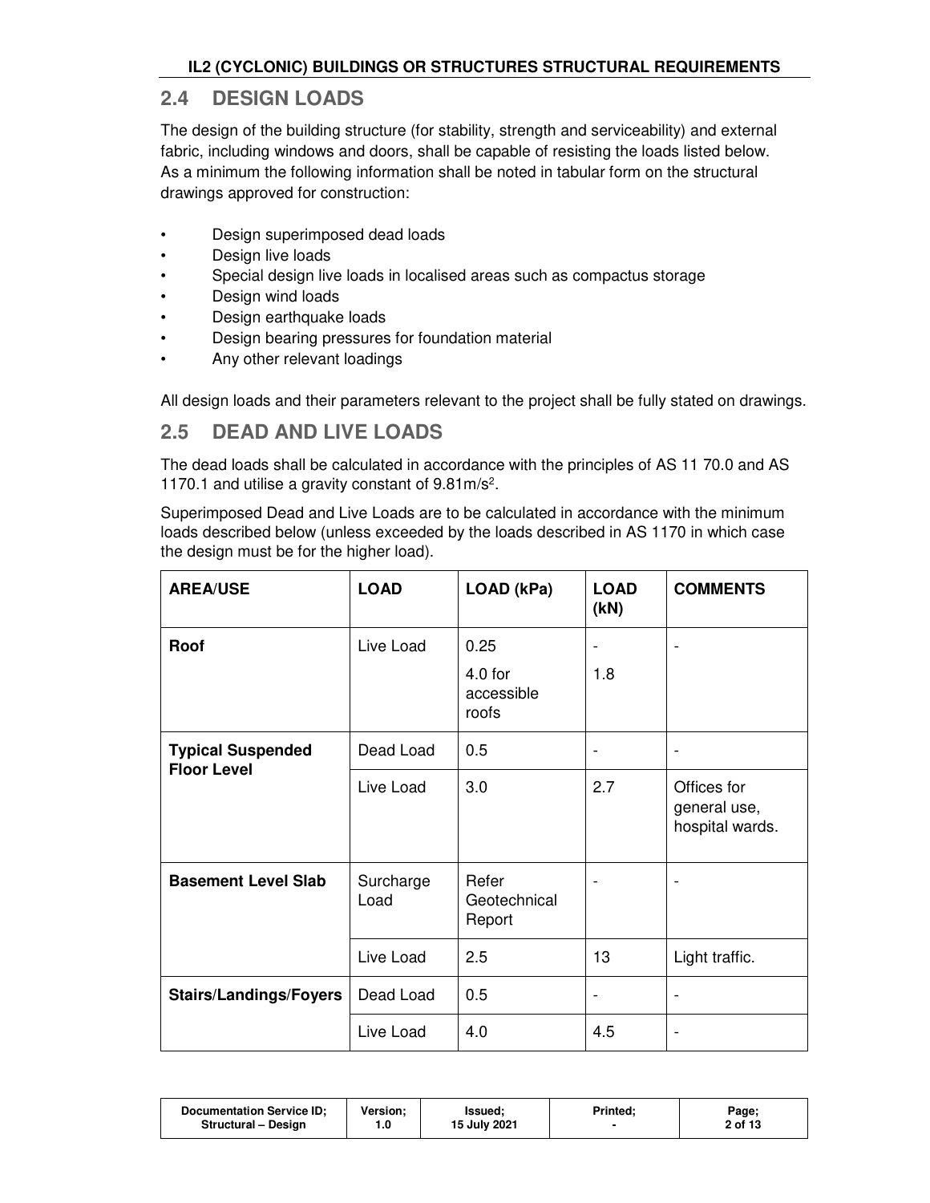## 2.4 DESIGN LOADS

The design of the building structure (for stability, strength and serviceability) and external fabric, including windows and doors, shall be capable of resisting the loads listed below. As a minimum the following information shall be noted in tabular form on the structural drawings approved for construction:

- Design superimposed dead loads
- Design live loads
- Special design live loads in localised areas such as compactus storage
- Design wind loads
- Design earthquake loads
- Design bearing pressures for foundation material
- Any other relevant loadings

All design loads and their parameters relevant to the project shall be fully stated on drawings.

## 2.5 DEAD AND LIVE LOADS

The dead loads shall be calculated in accordance with the principles of AS 11 70.0 and AS 1170.1 and utilise a gravity constant of $9.81m/s^2$.

Superimposed Dead and Live Loads are to be calculated in accordance with the minimum loads described below (unless exceeded by the loads described in AS 1170 in which case the design must be for the higher load).

| AREA/USE | LOAD | LOAD (kPa) | LOAD (kN) | COMMENTS |
|---|---|---|---|---|
| **Roof** | Live Load | 0.25<br>4.0 for accessible roofs | -<br>1.8 | - |
| **Typical Suspended Floor Level** | Dead Load | 0.5 | - | - |
| | Live Load | 3.0 | 2.7 | Offices for general use, hospital wards. |
| **Basement Level Slab** | Surcharge Load | Refer Geotechnical Report | - | - |
| | Live Load | 2.5 | 13 | Light traffic. |
| **Stairs/Landings/Foyers** | Dead Load | 0.5 | - | - |
| | Live Load | 4.0 | 4.5 | - |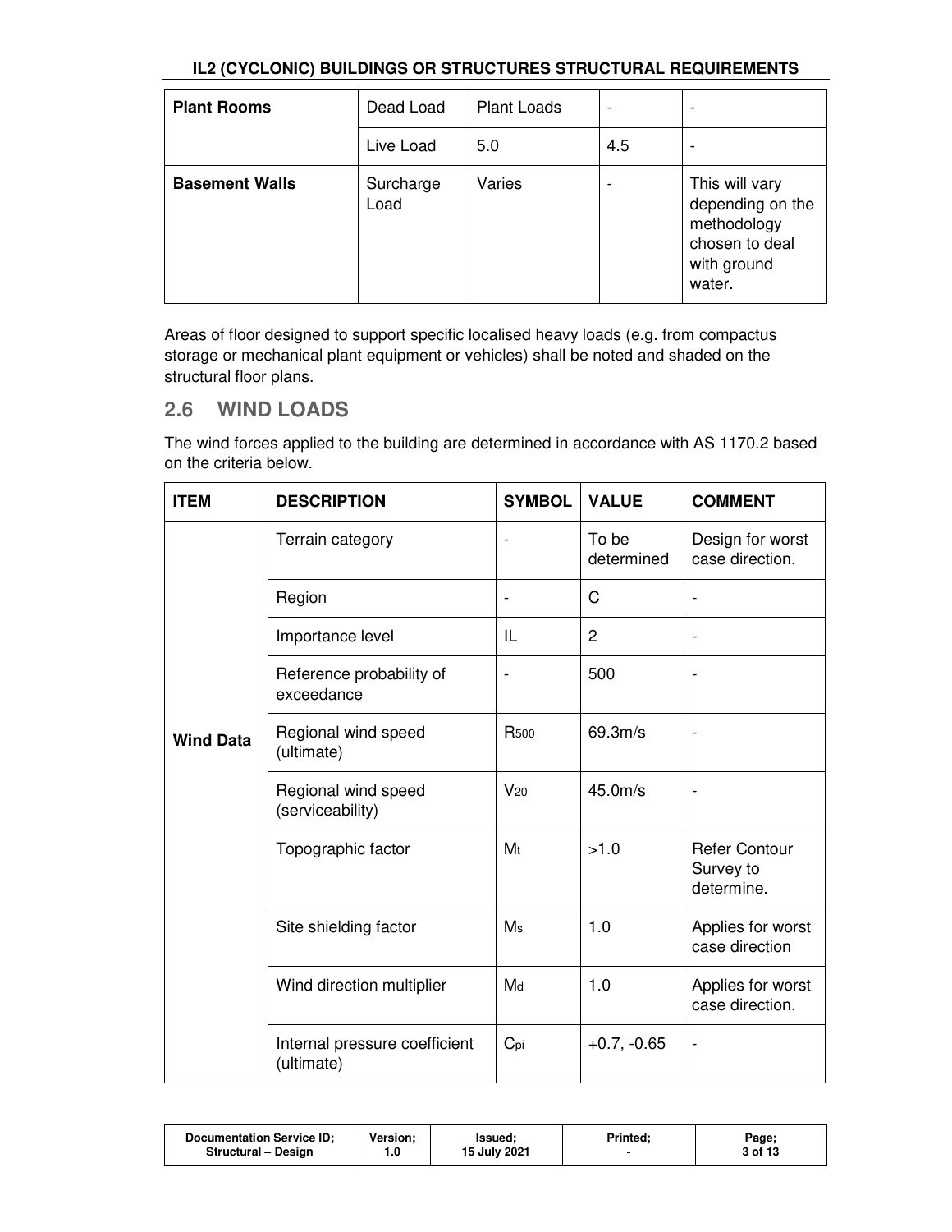| **Plant Rooms** | Dead Load | Plant Loads | - | - |
|---|---|---|---|---|
| | Live Load | 5.0 | 4.5 | - |
| **Basement Walls** | Surcharge Load | Varies | - | This will vary depending on the methodology chosen to deal with ground water. |

Areas of floor designed to support specific localised heavy loads (e.g. from compactus storage or mechanical plant equipment or vehicles) shall be noted and shaded on the structural floor plans.

## 2.6 WIND LOADS

The wind forces applied to the building are determined in accordance with AS 1170.2 based on the criteria below.

| **ITEM** | **DESCRIPTION** | **SYMBOL** | **VALUE** | **COMMENT** |
|---|---|---|---|---|
| **Wind Data** | Terrain category | - | To be determined | Design for worst case direction. |
| | Region | - | C | - |
| | Importance level | IL | 2 | - |
| | Reference probability of exceedance | - | 500 | - |
| | Regional wind speed (ultimate) | $R_{500}$ | 69.3m/s | - |
| | Regional wind speed (serviceability) | $V_{20}$ | 45.0m/s | - |
| | Topographic factor | $M_t$ | >1.0 | Refer Contour Survey to determine. |
| | Site shielding factor | $M_s$ | 1.0 | Applies for worst case direction |
| | Wind direction multiplier | $M_d$ | 1.0 | Applies for worst case direction. |
| | Internal pressure coefficient (ultimate) | $C_{pi}$ | +0.7, -0.65 | - |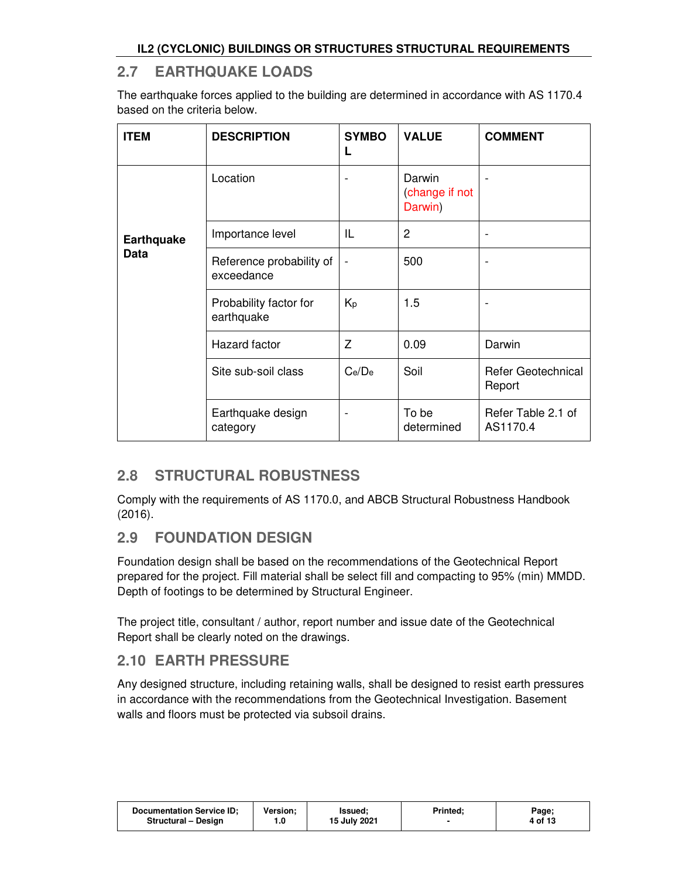## 2.7 EARTHQUAKE LOADS

The earthquake forces applied to the building are determined in accordance with AS 1170.4 based on the criteria below.

| ITEM | DESCRIPTION | SYMBOL | VALUE | COMMENT |
|---|---|---|---|---|
| **Earthquake Data** | Location | - | Darwin (change if not Darwin) | - |
| | Importance level | IL | 2 | - |
| | Reference probability of exceedance | - | 500 | - |
| | Probability factor for earthquake | $K_p$ | 1.5 | - |
| | Hazard factor | Z | 0.09 | Darwin |
| | Site sub-soil class | $C_e/D_e$ | Soil | Refer Geotechnical Report |
| | Earthquake design category | - | To be determined | Refer Table 2.1 of AS1170.4 |

## 2.8 STRUCTURAL ROBUSTNESS

Comply with the requirements of AS 1170.0, and ABCB Structural Robustness Handbook (2016).

## 2.9 FOUNDATION DESIGN

Foundation design shall be based on the recommendations of the Geotechnical Report prepared for the project. Fill material shall be select fill and compacting to 95% (min) MMDD. Depth of footings to be determined by Structural Engineer.

The project title, consultant / author, report number and issue date of the Geotechnical Report shall be clearly noted on the drawings.

## 2.10 EARTH PRESSURE

Any designed structure, including retaining walls, shall be designed to resist earth pressures in accordance with the recommendations from the Geotechnical Investigation. Basement walls and floors must be protected via subsoil drains.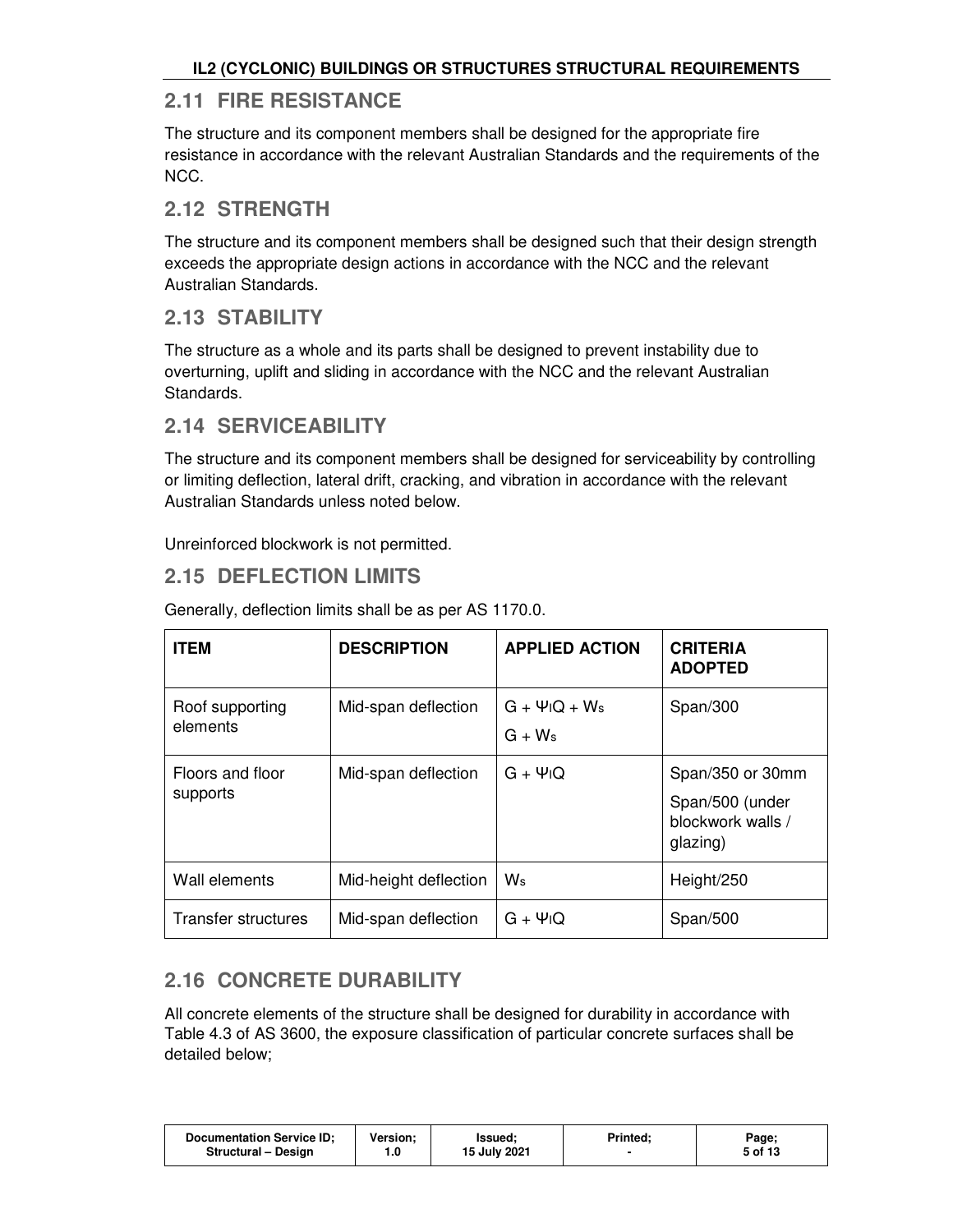## 2.11 FIRE RESISTANCE

The structure and its component members shall be designed for the appropriate fire resistance in accordance with the relevant Australian Standards and the requirements of the NCC.

## 2.12 STRENGTH

The structure and its component members shall be designed such that their design strength exceeds the appropriate design actions in accordance with the NCC and the relevant Australian Standards.

## 2.13 STABILITY

The structure as a whole and its parts shall be designed to prevent instability due to overturning, uplift and sliding in accordance with the NCC and the relevant Australian Standards.

## 2.14 SERVICEABILITY

The structure and its component members shall be designed for serviceability by controlling or limiting deflection, lateral drift, cracking, and vibration in accordance with the relevant Australian Standards unless noted below.

Unreinforced blockwork is not permitted.

## 2.15 DEFLECTION LIMITS

Generally, deflection limits shall be as per AS 1170.0.

| ITEM | DESCRIPTION | APPLIED ACTION | CRITERIA ADOPTED |
|---|---|---|---|
| Roof supporting elements | Mid-span deflection | $G + \Psi_l Q + W_s$<br>$G + W_s$ | Span/300 |
| Floors and floor supports | Mid-span deflection | $G + \Psi_l Q$ | Span/350 or 30mm<br>Span/500 (under blockwork walls / glazing) |
| Wall elements | Mid-height deflection | $W_s$ | Height/250 |
| Transfer structures | Mid-span deflection | $G + \Psi_l Q$ | Span/500 |

## 2.16 CONCRETE DURABILITY

All concrete elements of the structure shall be designed for durability in accordance with Table 4.3 of AS 3600, the exposure classification of particular concrete surfaces shall be detailed below;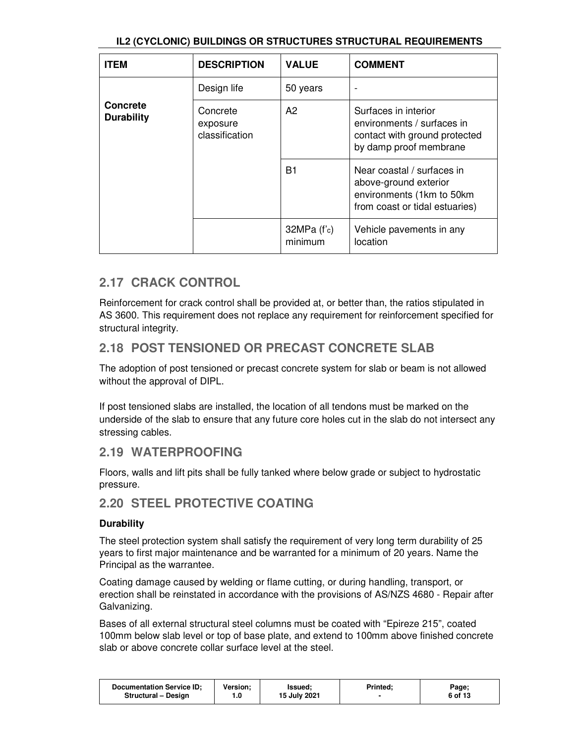| ITEM | DESCRIPTION | VALUE | COMMENT |
| --- | --- | --- | --- |
| **Concrete Durability** | Design life | 50 years | - |
| | Concrete exposure classification | A2 | Surfaces in interior environments / surfaces in contact with ground protected by damp proof membrane |
| | | B1 | Near coastal / surfaces in above-ground exterior environments (1km to 50km from coast or tidal estuaries) |
| | | 32MPa ($f'_c$) minimum | Vehicle pavements in any location |

## 2.17 CRACK CONTROL

Reinforcement for crack control shall be provided at, or better than, the ratios stipulated in AS 3600. This requirement does not replace any requirement for reinforcement specified for structural integrity.

## 2.18 POST TENSIONED OR PRECAST CONCRETE SLAB

The adoption of post tensioned or precast concrete system for slab or beam is not allowed without the approval of DIPL.

If post tensioned slabs are installed, the location of all tendons must be marked on the underside of the slab to ensure that any future core holes cut in the slab do not intersect any stressing cables.

## 2.19 WATERPROOFING

Floors, walls and lift pits shall be fully tanked where below grade or subject to hydrostatic pressure.

## 2.20 STEEL PROTECTIVE COATING

**Durability**

The steel protection system shall satisfy the requirement of very long term durability of 25 years to first major maintenance and be warranted for a minimum of 20 years. Name the Principal as the warrantee.

Coating damage caused by welding or flame cutting, or during handling, transport, or erection shall be reinstated in accordance with the provisions of AS/NZS 4680 - Repair after Galvanizing.

Bases of all external structural steel columns must be coated with "Epireze 215", coated 100mm below slab level or top of base plate, and extend to 100mm above finished concrete slab or above concrete collar surface level at the steel.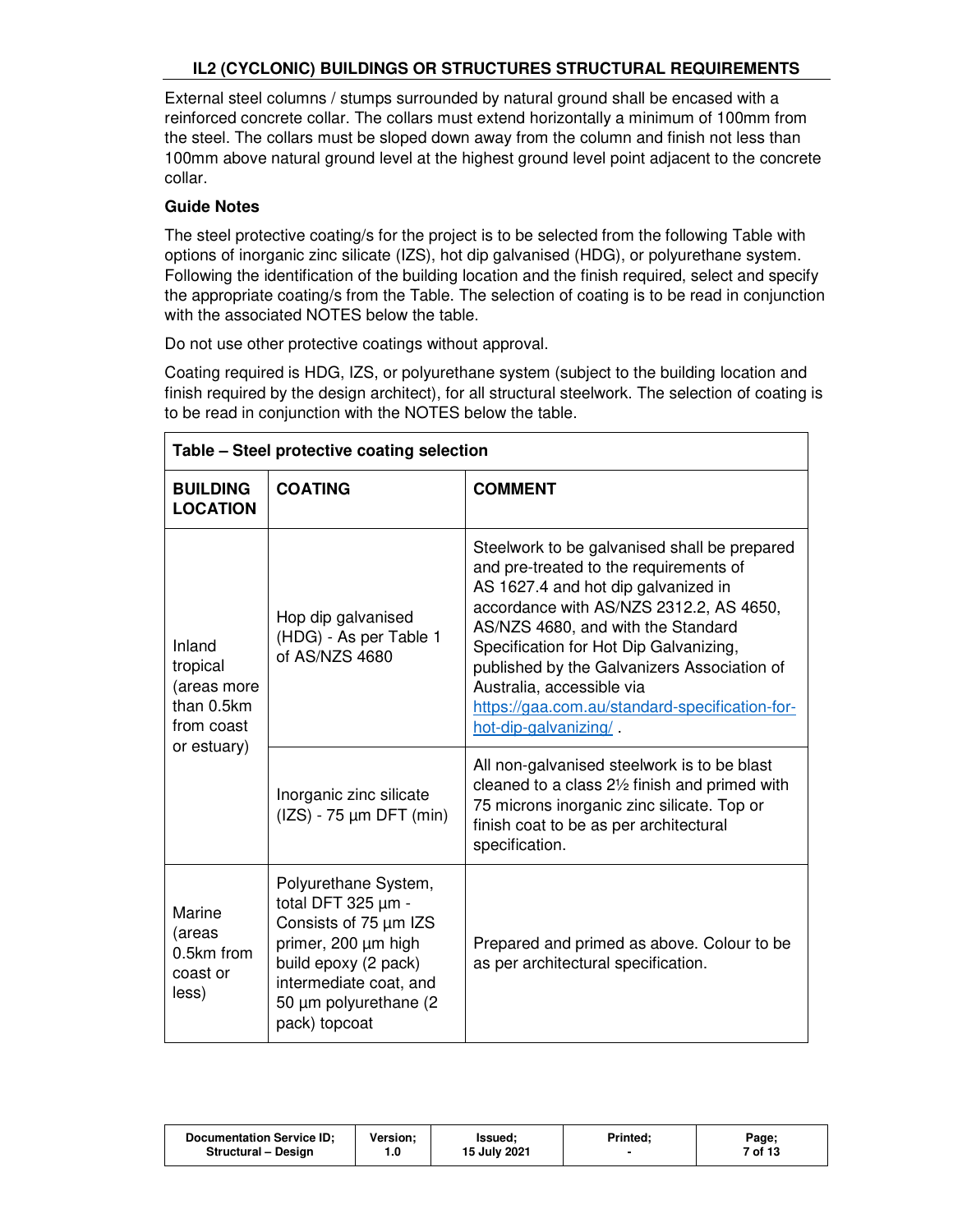External steel columns / stumps surrounded by natural ground shall be encased with a reinforced concrete collar. The collars must extend horizontally a minimum of 100mm from the steel. The collars must be sloped down away from the column and finish not less than 100mm above natural ground level at the highest ground level point adjacent to the concrete collar.

**Guide Notes**

The steel protective coating/s for the project is to be selected from the following Table with options of inorganic zinc silicate (IZS), hot dip galvanised (HDG), or polyurethane system. Following the identification of the building location and the finish required, select and specify the appropriate coating/s from the Table. The selection of coating is to be read in conjunction with the associated NOTES below the table.

Do not use other protective coatings without approval.

Coating required is HDG, IZS, or polyurethane system (subject to the building location and finish required by the design architect), for all structural steelwork. The selection of coating is to be read in conjunction with the NOTES below the table.

**Table – Steel protective coating selection**

| BUILDING LOCATION | COATING | COMMENT |
|---|---|---|
| Inland tropical (areas more than 0.5km from coast or estuary) | Hop dip galvanised (HDG) - As per Table 1 of AS/NZS 4680 | Steelwork to be galvanised shall be prepared and pre-treated to the requirements of AS 1627.4 and hot dip galvanized in accordance with AS/NZS 2312.2, AS 4650, AS/NZS 4680, and with the Standard Specification for Hot Dip Galvanizing, published by the Galvanizers Association of Australia, accessible via https://gaa.com.au/standard-specification-for-hot-dip-galvanizing/ . |
| | Inorganic zinc silicate (IZS) - 75 µm DFT (min) | All non-galvanised steelwork is to be blast cleaned to a class 2½ finish and primed with 75 microns inorganic zinc silicate. Top or finish coat to be as per architectural specification. |
| Marine (areas 0.5km from coast or less) | Polyurethane System, total DFT 325 µm - Consists of 75 µm IZS primer, 200 µm high build epoxy (2 pack) intermediate coat, and 50 µm polyurethane (2 pack) topcoat | Prepared and primed as above. Colour to be as per architectural specification. |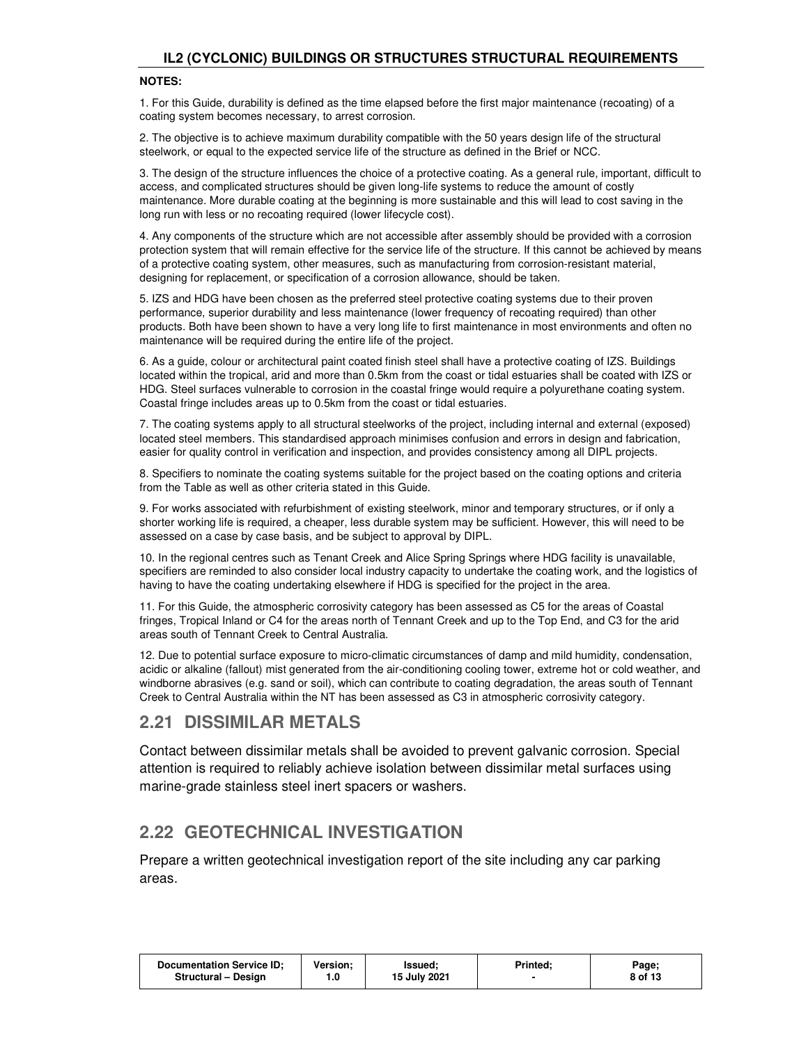**NOTES:**

1. For this Guide, durability is defined as the time elapsed before the first major maintenance (recoating) of a coating system becomes necessary, to arrest corrosion.

2. The objective is to achieve maximum durability compatible with the 50 years design life of the structural steelwork, or equal to the expected service life of the structure as defined in the Brief or NCC.

3. The design of the structure influences the choice of a protective coating. As a general rule, important, difficult to access, and complicated structures should be given long-life systems to reduce the amount of costly maintenance. More durable coating at the beginning is more sustainable and this will lead to cost saving in the long run with less or no recoating required (lower lifecycle cost).

4. Any components of the structure which are not accessible after assembly should be provided with a corrosion protection system that will remain effective for the service life of the structure. If this cannot be achieved by means of a protective coating system, other measures, such as manufacturing from corrosion-resistant material, designing for replacement, or specification of a corrosion allowance, should be taken.

5. IZS and HDG have been chosen as the preferred steel protective coating systems due to their proven performance, superior durability and less maintenance (lower frequency of recoating required) than other products. Both have been shown to have a very long life to first maintenance in most environments and often no maintenance will be required during the entire life of the project.

6. As a guide, colour or architectural paint coated finish steel shall have a protective coating of IZS. Buildings located within the tropical, arid and more than 0.5km from the coast or tidal estuaries shall be coated with IZS or HDG. Steel surfaces vulnerable to corrosion in the coastal fringe would require a polyurethane coating system. Coastal fringe includes areas up to 0.5km from the coast or tidal estuaries.

7. The coating systems apply to all structural steelworks of the project, including internal and external (exposed) located steel members. This standardised approach minimises confusion and errors in design and fabrication, easier for quality control in verification and inspection, and provides consistency among all DIPL projects.

8. Specifiers to nominate the coating systems suitable for the project based on the coating options and criteria from the Table as well as other criteria stated in this Guide.

9. For works associated with refurbishment of existing steelwork, minor and temporary structures, or if only a shorter working life is required, a cheaper, less durable system may be sufficient. However, this will need to be assessed on a case by case basis, and be subject to approval by DIPL.

10. In the regional centres such as Tenant Creek and Alice Spring Springs where HDG facility is unavailable, specifiers are reminded to also consider local industry capacity to undertake the coating work, and the logistics of having to have the coating undertaking elsewhere if HDG is specified for the project in the area.

11. For this Guide, the atmospheric corrosivity category has been assessed as C5 for the areas of Coastal fringes, Tropical Inland or C4 for the areas north of Tennant Creek and up to the Top End, and C3 for the arid areas south of Tennant Creek to Central Australia.

12. Due to potential surface exposure to micro-climatic circumstances of damp and mild humidity, condensation, acidic or alkaline (fallout) mist generated from the air-conditioning cooling tower, extreme hot or cold weather, and windborne abrasives (e.g. sand or soil), which can contribute to coating degradation, the areas south of Tennant Creek to Central Australia within the NT has been assessed as C3 in atmospheric corrosivity category.

## 2.21 DISSIMILAR METALS

Contact between dissimilar metals shall be avoided to prevent galvanic corrosion. Special attention is required to reliably achieve isolation between dissimilar metal surfaces using marine-grade stainless steel inert spacers or washers.

## 2.22 GEOTECHNICAL INVESTIGATION

Prepare a written geotechnical investigation report of the site including any car parking areas.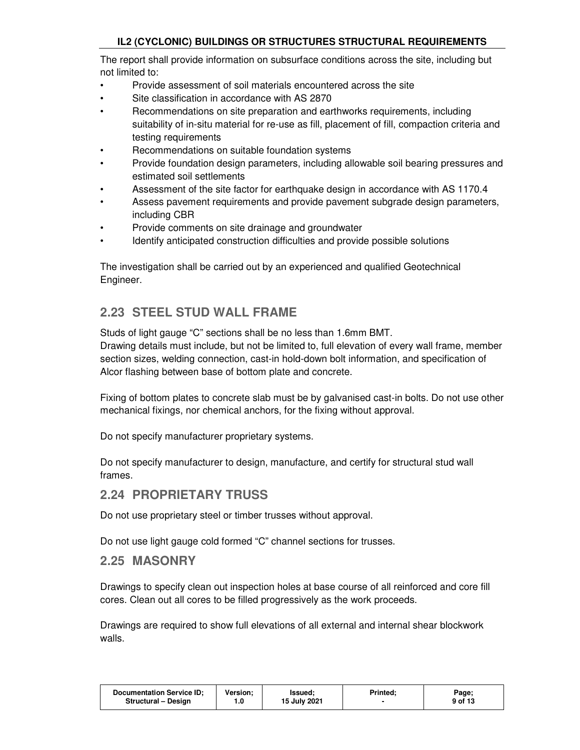The report shall provide information on subsurface conditions across the site, including but not limited to:

- Provide assessment of soil materials encountered across the site
- Site classification in accordance with AS 2870
- Recommendations on site preparation and earthworks requirements, including suitability of in-situ material for re-use as fill, placement of fill, compaction criteria and testing requirements
- Recommendations on suitable foundation systems
- Provide foundation design parameters, including allowable soil bearing pressures and estimated soil settlements
- Assessment of the site factor for earthquake design in accordance with AS 1170.4
- Assess pavement requirements and provide pavement subgrade design parameters, including CBR
- Provide comments on site drainage and groundwater
- Identify anticipated construction difficulties and provide possible solutions

The investigation shall be carried out by an experienced and qualified Geotechnical Engineer.

## 2.23 STEEL STUD WALL FRAME

Studs of light gauge "C" sections shall be no less than 1.6mm BMT.
Drawing details must include, but not be limited to, full elevation of every wall frame, member section sizes, welding connection, cast-in hold-down bolt information, and specification of Alcor flashing between base of bottom plate and concrete.

Fixing of bottom plates to concrete slab must be by galvanised cast-in bolts. Do not use other mechanical fixings, nor chemical anchors, for the fixing without approval.

Do not specify manufacturer proprietary systems.

Do not specify manufacturer to design, manufacture, and certify for structural stud wall frames.

## 2.24 PROPRIETARY TRUSS

Do not use proprietary steel or timber trusses without approval.

Do not use light gauge cold formed "C" channel sections for trusses.

## 2.25 MASONRY

Drawings to specify clean out inspection holes at base course of all reinforced and core fill cores. Clean out all cores to be filled progressively as the work proceeds.

Drawings are required to show full elevations of all external and internal shear blockwork walls.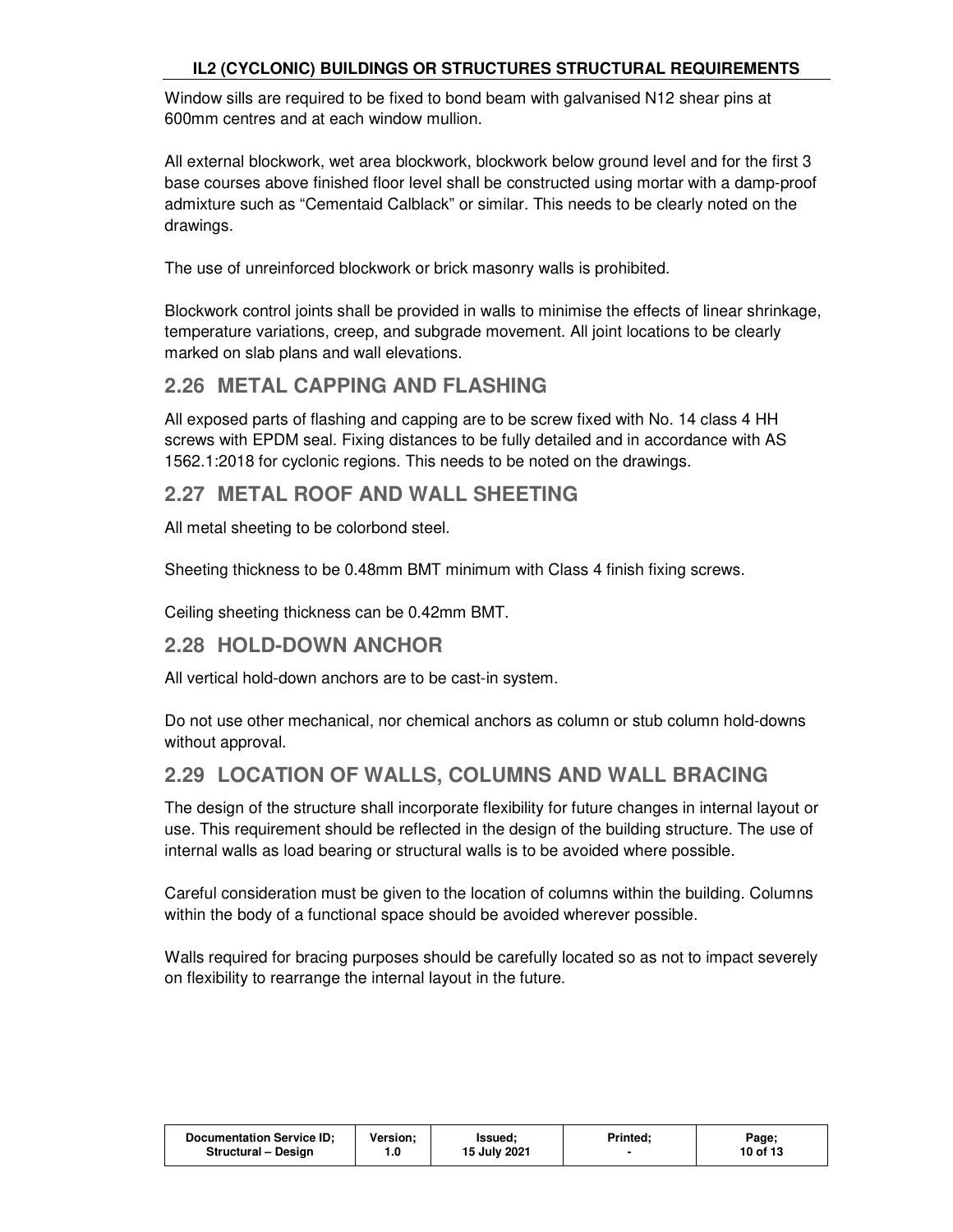Window sills are required to be fixed to bond beam with galvanised N12 shear pins at 600mm centres and at each window mullion.

All external blockwork, wet area blockwork, blockwork below ground level and for the first 3 base courses above finished floor level shall be constructed using mortar with a damp-proof admixture such as "Cementaid Calblack" or similar. This needs to be clearly noted on the drawings.

The use of unreinforced blockwork or brick masonry walls is prohibited.

Blockwork control joints shall be provided in walls to minimise the effects of linear shrinkage, temperature variations, creep, and subgrade movement. All joint locations to be clearly marked on slab plans and wall elevations.

## 2.26 METAL CAPPING AND FLASHING

All exposed parts of flashing and capping are to be screw fixed with No. 14 class 4 HH screws with EPDM seal. Fixing distances to be fully detailed and in accordance with AS 1562.1:2018 for cyclonic regions. This needs to be noted on the drawings.

## 2.27 METAL ROOF AND WALL SHEETING

All metal sheeting to be colorbond steel.

Sheeting thickness to be 0.48mm BMT minimum with Class 4 finish fixing screws.

Ceiling sheeting thickness can be 0.42mm BMT.

## 2.28 HOLD-DOWN ANCHOR

All vertical hold-down anchors are to be cast-in system.

Do not use other mechanical, nor chemical anchors as column or stub column hold-downs without approval.

## 2.29 LOCATION OF WALLS, COLUMNS AND WALL BRACING

The design of the structure shall incorporate flexibility for future changes in internal layout or use. This requirement should be reflected in the design of the building structure. The use of internal walls as load bearing or structural walls is to be avoided where possible.

Careful consideration must be given to the location of columns within the building. Columns within the body of a functional space should be avoided wherever possible.

Walls required for bracing purposes should be carefully located so as not to impact severely on flexibility to rearrange the internal layout in the future.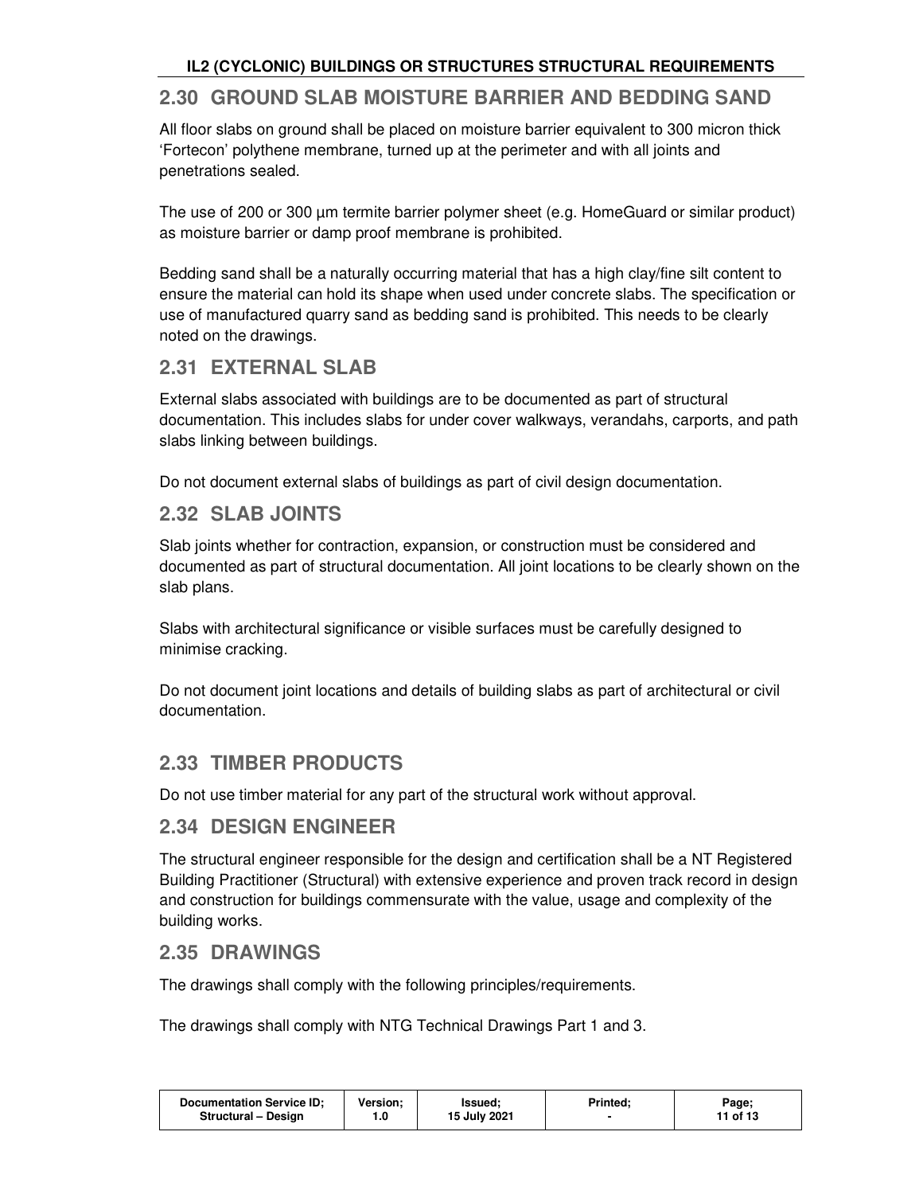## 2.30 GROUND SLAB MOISTURE BARRIER AND BEDDING SAND

All floor slabs on ground shall be placed on moisture barrier equivalent to 300 micron thick 'Fortecon' polythene membrane, turned up at the perimeter and with all joints and penetrations sealed.

The use of 200 or 300 µm termite barrier polymer sheet (e.g. HomeGuard or similar product) as moisture barrier or damp proof membrane is prohibited.

Bedding sand shall be a naturally occurring material that has a high clay/fine silt content to ensure the material can hold its shape when used under concrete slabs. The specification or use of manufactured quarry sand as bedding sand is prohibited. This needs to be clearly noted on the drawings.

## 2.31 EXTERNAL SLAB

External slabs associated with buildings are to be documented as part of structural documentation. This includes slabs for under cover walkways, verandahs, carports, and path slabs linking between buildings.

Do not document external slabs of buildings as part of civil design documentation.

## 2.32 SLAB JOINTS

Slab joints whether for contraction, expansion, or construction must be considered and documented as part of structural documentation. All joint locations to be clearly shown on the slab plans.

Slabs with architectural significance or visible surfaces must be carefully designed to minimise cracking.

Do not document joint locations and details of building slabs as part of architectural or civil documentation.

## 2.33 TIMBER PRODUCTS

Do not use timber material for any part of the structural work without approval.

## 2.34 DESIGN ENGINEER

The structural engineer responsible for the design and certification shall be a NT Registered Building Practitioner (Structural) with extensive experience and proven track record in design and construction for buildings commensurate with the value, usage and complexity of the building works.

## 2.35 DRAWINGS

The drawings shall comply with the following principles/requirements.

The drawings shall comply with NTG Technical Drawings Part 1 and 3.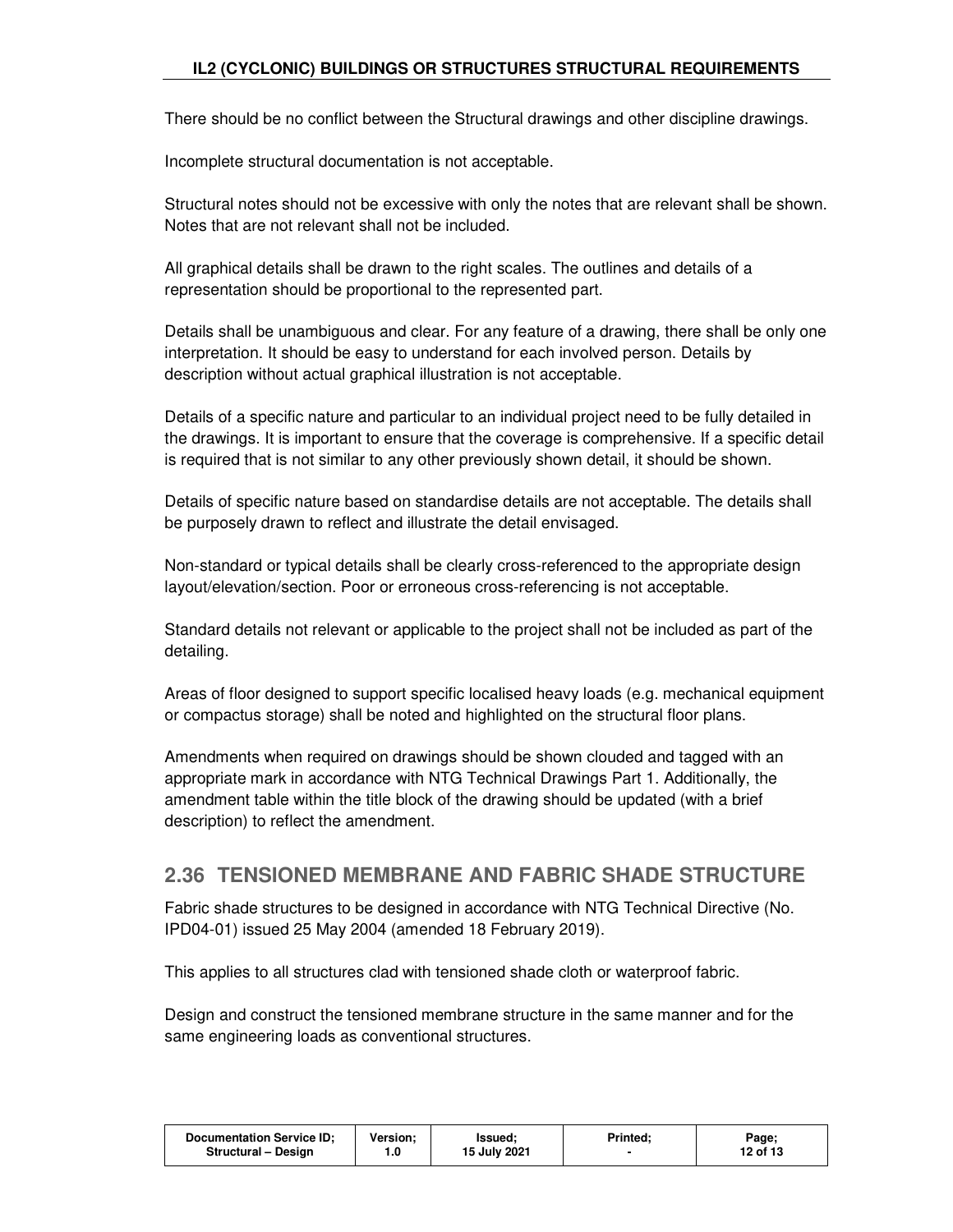There should be no conflict between the Structural drawings and other discipline drawings.

Incomplete structural documentation is not acceptable.

Structural notes should not be excessive with only the notes that are relevant shall be shown. Notes that are not relevant shall not be included.

All graphical details shall be drawn to the right scales. The outlines and details of a representation should be proportional to the represented part.

Details shall be unambiguous and clear. For any feature of a drawing, there shall be only one interpretation. It should be easy to understand for each involved person. Details by description without actual graphical illustration is not acceptable.

Details of a specific nature and particular to an individual project need to be fully detailed in the drawings. It is important to ensure that the coverage is comprehensive. If a specific detail is required that is not similar to any other previously shown detail, it should be shown.

Details of specific nature based on standardise details are not acceptable. The details shall be purposely drawn to reflect and illustrate the detail envisaged.

Non-standard or typical details shall be clearly cross-referenced to the appropriate design layout/elevation/section. Poor or erroneous cross-referencing is not acceptable.

Standard details not relevant or applicable to the project shall not be included as part of the detailing.

Areas of floor designed to support specific localised heavy loads (e.g. mechanical equipment or compactus storage) shall be noted and highlighted on the structural floor plans.

Amendments when required on drawings should be shown clouded and tagged with an appropriate mark in accordance with NTG Technical Drawings Part 1. Additionally, the amendment table within the title block of the drawing should be updated (with a brief description) to reflect the amendment.

## 2.36 TENSIONED MEMBRANE AND FABRIC SHADE STRUCTURE

Fabric shade structures to be designed in accordance with NTG Technical Directive (No. IPD04-01) issued 25 May 2004 (amended 18 February 2019).

This applies to all structures clad with tensioned shade cloth or waterproof fabric.

Design and construct the tensioned membrane structure in the same manner and for the same engineering loads as conventional structures.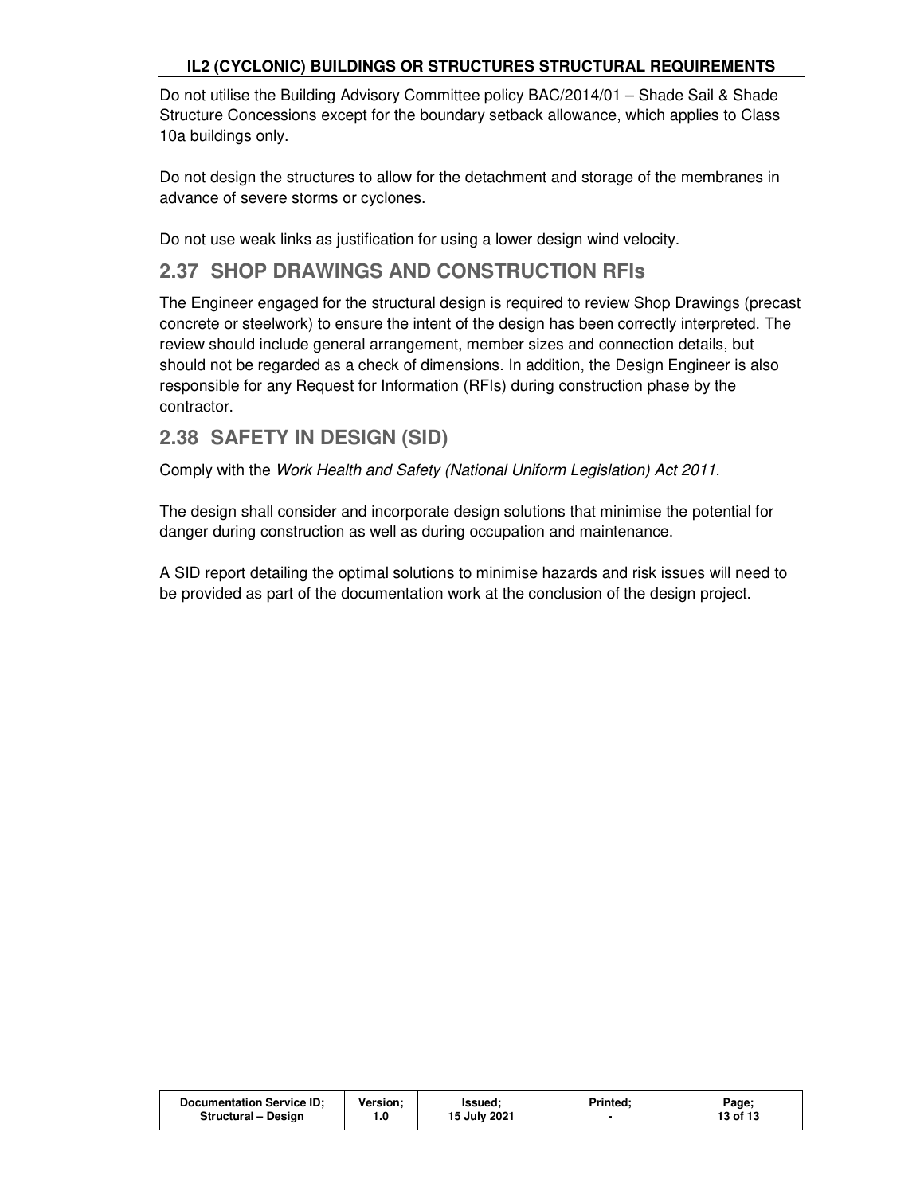Do not utilise the Building Advisory Committee policy BAC/2014/01 – Shade Sail & Shade Structure Concessions except for the boundary setback allowance, which applies to Class 10a buildings only.

Do not design the structures to allow for the detachment and storage of the membranes in advance of severe storms or cyclones.

Do not use weak links as justification for using a lower design wind velocity.

## 2.37 SHOP DRAWINGS AND CONSTRUCTION RFIs

The Engineer engaged for the structural design is required to review Shop Drawings (precast concrete or steelwork) to ensure the intent of the design has been correctly interpreted. The review should include general arrangement, member sizes and connection details, but should not be regarded as a check of dimensions. In addition, the Design Engineer is also responsible for any Request for Information (RFIs) during construction phase by the contractor.

## 2.38 SAFETY IN DESIGN (SID)

Comply with the *Work Health and Safety (National Uniform Legislation) Act 2011*.

The design shall consider and incorporate design solutions that minimise the potential for danger during construction as well as during occupation and maintenance.

A SID report detailing the optimal solutions to minimise hazards and risk issues will need to be provided as part of the documentation work at the conclusion of the design project.